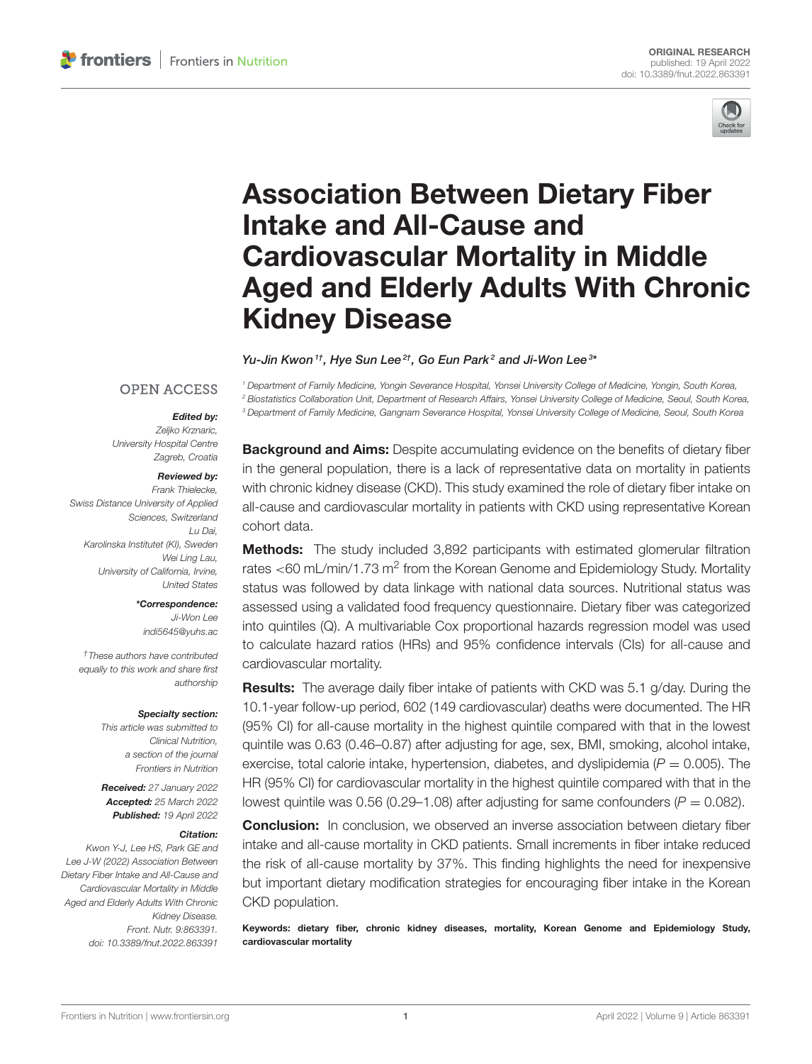ORIGINAL RESEARCH
published: 19 April 2022
doi: 10.3389/fnut.2022.863391

# Association Between Dietary Fiber Intake and All-Cause and Cardiovascular Mortality in Middle Aged and Elderly Adults With Chronic Kidney Disease

*Yu-Jin Kwon[1†], Hye Sun Lee[2†], Go Eun Park[2] and Ji-Won Lee[3*]*

[1] Department of Family Medicine, Yongin Severance Hospital, Yonsei University College of Medicine, Yongin, South Korea,
[2] Biostatistics Collaboration Unit, Department of Research Affairs, Yonsei University College of Medicine, Seoul, South Korea,
[3] Department of Family Medicine, Gangnam Severance Hospital, Yonsei University College of Medicine, Seoul, South Korea

OPEN ACCESS

***Edited by:***
*Zeljko Krznaric,*
*University Hospital Centre Zagreb, Croatia*

***Reviewed by:***
*Frank Thielecke,*
*Swiss Distance University of Applied Sciences, Switzerland*
*Lu Dai,*
*Karolinska Institutet (KI), Sweden*
*Wei Ling Lau,*
*University of California, Irvine, United States*

***\*Correspondence:***
*Ji-Won Lee*
*indi5645@yuhs.ac*

*†These authors have contributed equally to this work and share first authorship*

***Specialty section:***
*This article was submitted to Clinical Nutrition, a section of the journal Frontiers in Nutrition*

***Received:*** *27 January 2022*
***Accepted:*** *25 March 2022*
***Published:*** *19 April 2022*

***Citation:***
*Kwon Y-J, Lee HS, Park GE and Lee J-W (2022) Association Between Dietary Fiber Intake and All-Cause and Cardiovascular Mortality in Middle Aged and Elderly Adults With Chronic Kidney Disease. Front. Nutr. 9:863391. doi: 10.3389/fnut.2022.863391*

**Background and Aims:** Despite accumulating evidence on the benefits of dietary fiber in the general population, there is a lack of representative data on mortality in patients with chronic kidney disease (CKD). This study examined the role of dietary fiber intake on all-cause and cardiovascular mortality in patients with CKD using representative Korean cohort data.

**Methods:** The study included 3,892 participants with estimated glomerular filtration rates <60 mL/min/1.73 m$^2$ from the Korean Genome and Epidemiology Study. Mortality status was followed by data linkage with national data sources. Nutritional status was assessed using a validated food frequency questionnaire. Dietary fiber was categorized into quintiles (Q). A multivariable Cox proportional hazards regression model was used to calculate hazard ratios (HRs) and 95% confidence intervals (CIs) for all-cause and cardiovascular mortality.

**Results:** The average daily fiber intake of patients with CKD was 5.1 g/day. During the 10.1-year follow-up period, 602 (149 cardiovascular) deaths were documented. The HR (95% CI) for all-cause mortality in the highest quintile compared with that in the lowest quintile was 0.63 (0.46–0.87) after adjusting for age, sex, BMI, smoking, alcohol intake, exercise, total calorie intake, hypertension, diabetes, and dyslipidemia ($P = 0.005$). The HR (95% CI) for cardiovascular mortality in the highest quintile compared with that in the lowest quintile was 0.56 (0.29–1.08) after adjusting for same confounders ($P = 0.082$).

**Conclusion:** In conclusion, we observed an inverse association between dietary fiber intake and all-cause mortality in CKD patients. Small increments in fiber intake reduced the risk of all-cause mortality by 37%. This finding highlights the need for inexpensive but important dietary modification strategies for encouraging fiber intake in the Korean CKD population.

**Keywords: dietary fiber, chronic kidney diseases, mortality, Korean Genome and Epidemiology Study, cardiovascular mortality**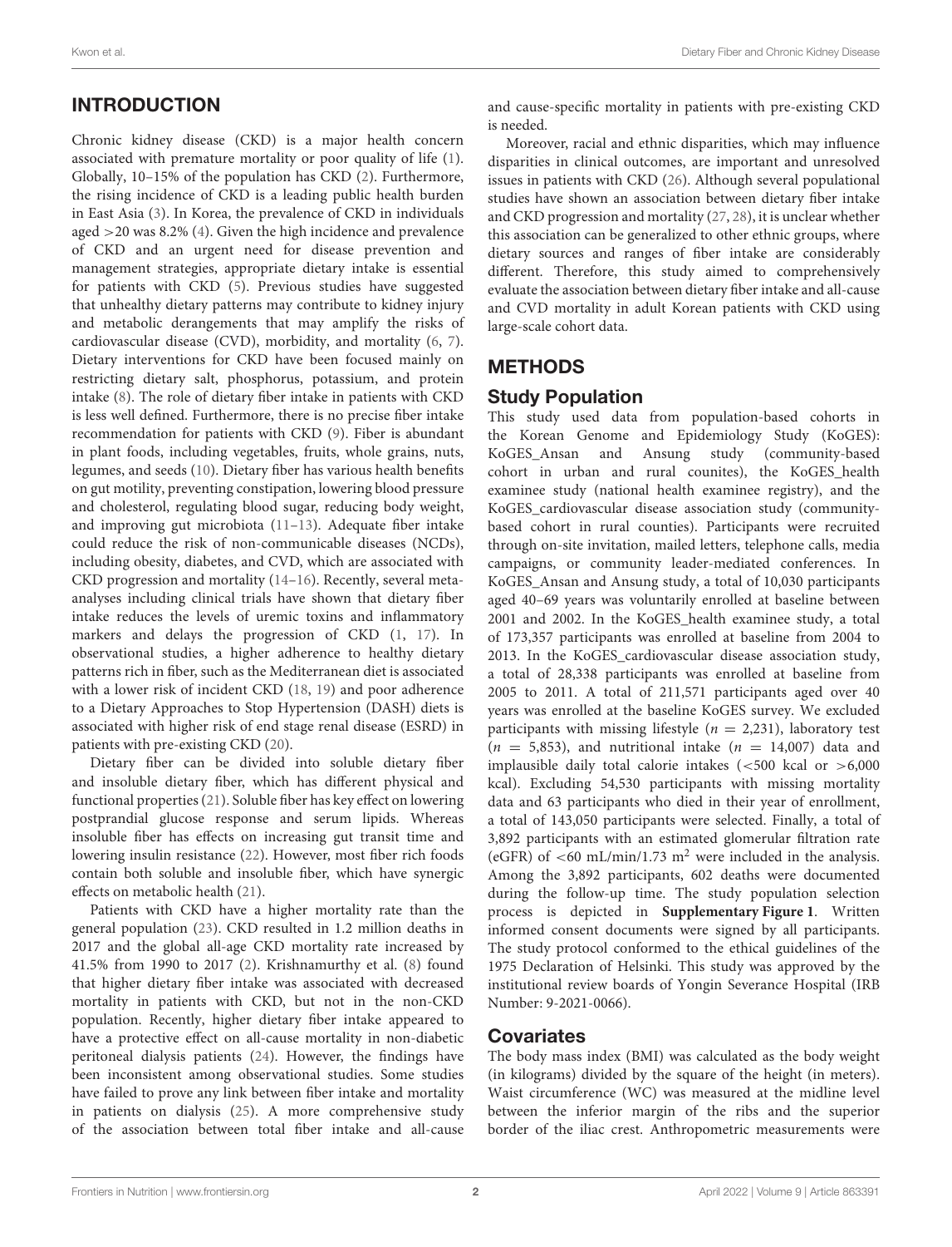## INTRODUCTION

Chronic kidney disease (CKD) is a major health concern associated with premature mortality or poor quality of life (1). Globally, 10–15% of the population has CKD (2). Furthermore, the rising incidence of CKD is a leading public health burden in East Asia (3). In Korea, the prevalence of CKD in individuals aged >20 was 8.2% (4). Given the high incidence and prevalence of CKD and an urgent need for disease prevention and management strategies, appropriate dietary intake is essential for patients with CKD (5). Previous studies have suggested that unhealthy dietary patterns may contribute to kidney injury and metabolic derangements that may amplify the risks of cardiovascular disease (CVD), morbidity, and mortality (6, 7). Dietary interventions for CKD have been focused mainly on restricting dietary salt, phosphorus, potassium, and protein intake (8). The role of dietary fiber intake in patients with CKD is less well defined. Furthermore, there is no precise fiber intake recommendation for patients with CKD (9). Fiber is abundant in plant foods, including vegetables, fruits, whole grains, nuts, legumes, and seeds (10). Dietary fiber has various health benefits on gut motility, preventing constipation, lowering blood pressure and cholesterol, regulating blood sugar, reducing body weight, and improving gut microbiota (11–13). Adequate fiber intake could reduce the risk of non-communicable diseases (NCDs), including obesity, diabetes, and CVD, which are associated with CKD progression and mortality (14–16). Recently, several meta-analyses including clinical trials have shown that dietary fiber intake reduces the levels of uremic toxins and inflammatory markers and delays the progression of CKD (1, 17). In observational studies, a higher adherence to healthy dietary patterns rich in fiber, such as the Mediterranean diet is associated with a lower risk of incident CKD (18, 19) and poor adherence to a Dietary Approaches to Stop Hypertension (DASH) diets is associated with higher risk of end stage renal disease (ESRD) in patients with pre-existing CKD (20).

Dietary fiber can be divided into soluble dietary fiber and insoluble dietary fiber, which has different physical and functional properties (21). Soluble fiber has key effect on lowering postprandial glucose response and serum lipids. Whereas insoluble fiber has effects on increasing gut transit time and lowering insulin resistance (22). However, most fiber rich foods contain both soluble and insoluble fiber, which have synergic effects on metabolic health (21).

Patients with CKD have a higher mortality rate than the general population (23). CKD resulted in 1.2 million deaths in 2017 and the global all-age CKD mortality rate increased by 41.5% from 1990 to 2017 (2). Krishnamurthy et al. (8) found that higher dietary fiber intake was associated with decreased mortality in patients with CKD, but not in the non-CKD population. Recently, higher dietary fiber intake appeared to have a protective effect on all-cause mortality in non-diabetic peritoneal dialysis patients (24). However, the findings have been inconsistent among observational studies. Some studies have failed to prove any link between fiber intake and mortality in patients on dialysis (25). A more comprehensive study of the association between total fiber intake and all-cause and cause-specific mortality in patients with pre-existing CKD is needed.

Moreover, racial and ethnic disparities, which may influence disparities in clinical outcomes, are important and unresolved issues in patients with CKD (26). Although several populational studies have shown an association between dietary fiber intake and CKD progression and mortality (27, 28), it is unclear whether this association can be generalized to other ethnic groups, where dietary sources and ranges of fiber intake are considerably different. Therefore, this study aimed to comprehensively evaluate the association between dietary fiber intake and all-cause and CVD mortality in adult Korean patients with CKD using large-scale cohort data.

## METHODS

### Study Population

This study used data from population-based cohorts in the Korean Genome and Epidemiology Study (KoGES): KoGES_Ansan and Ansung study (community-based cohort in urban and rural counites), the KoGES_health examinee study (national health examinee registry), and the KoGES_cardiovascular disease association study (community-based cohort in rural counties). Participants were recruited through on-site invitation, mailed letters, telephone calls, media campaigns, or community leader-mediated conferences. In KoGES_Ansan and Ansung study, a total of 10,030 participants aged 40–69 years was voluntarily enrolled at baseline between 2001 and 2002. In the KoGES_health examinee study, a total of 173,357 participants was enrolled at baseline from 2004 to 2013. In the KoGES_cardiovascular disease association study, a total of 28,338 participants was enrolled at baseline from 2005 to 2011. A total of 211,571 participants aged over 40 years was enrolled at the baseline KoGES survey. We excluded participants with missing lifestyle ($n = 2,231$), laboratory test ($n = 5,853$), and nutritional intake ($n = 14,007$) data and implausible daily total calorie intakes (<500 kcal or >6,000 kcal). Excluding 54,530 participants with missing mortality data and 63 participants who died in their year of enrollment, a total of 143,050 participants were selected. Finally, a total of 3,892 participants with an estimated glomerular filtration rate (eGFR) of <60 mL/min/1.73 m$^2$ were included in the analysis. Among the 3,892 participants, 602 deaths were documented during the follow-up time. The study population selection process is depicted in **Supplementary Figure 1**. Written informed consent documents were signed by all participants. The study protocol conformed to the ethical guidelines of the 1975 Declaration of Helsinki. This study was approved by the institutional review boards of Yongin Severance Hospital (IRB Number: 9-2021-0066).

### Covariates

The body mass index (BMI) was calculated as the body weight (in kilograms) divided by the square of the height (in meters). Waist circumference (WC) was measured at the midline level between the inferior margin of the ribs and the superior border of the iliac crest. Anthropometric measurements were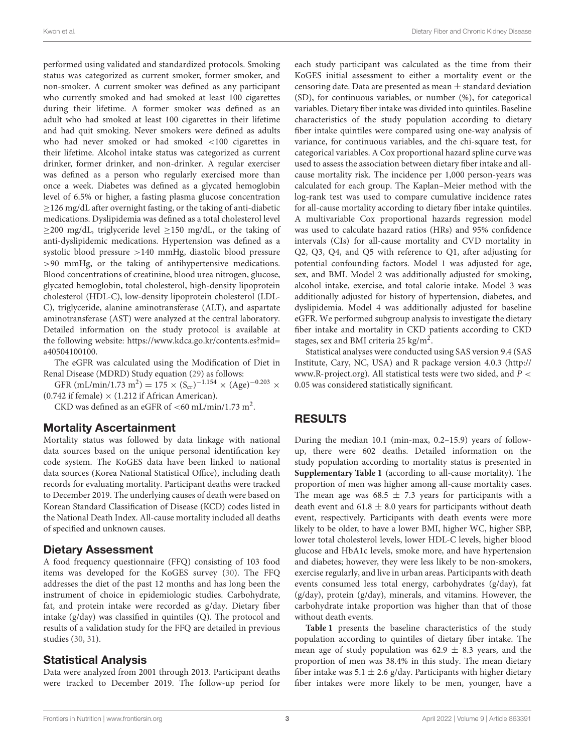performed using validated and standardized protocols. Smoking status was categorized as current smoker, former smoker, and non-smoker. A current smoker was defined as any participant who currently smoked and had smoked at least 100 cigarettes during their lifetime. A former smoker was defined as an adult who had smoked at least 100 cigarettes in their lifetime and had quit smoking. Never smokers were defined as adults who had never smoked or had smoked <100 cigarettes in their lifetime. Alcohol intake status was categorized as current drinker, former drinker, and non-drinker. A regular exerciser was defined as a person who regularly exercised more than once a week. Diabetes was defined as a glycated hemoglobin level of 6.5% or higher, a fasting plasma glucose concentration ≥126 mg/dL after overnight fasting, or the taking of anti-diabetic medications. Dyslipidemia was defined as a total cholesterol level ≥200 mg/dL, triglyceride level ≥150 mg/dL, or the taking of anti-dyslipidemic medications. Hypertension was defined as a systolic blood pressure >140 mmHg, diastolic blood pressure >90 mmHg, or the taking of antihypertensive medications. Blood concentrations of creatinine, blood urea nitrogen, glucose, glycated hemoglobin, total cholesterol, high-density lipoprotein cholesterol (HDL-C), low-density lipoprotein cholesterol (LDL-C), triglyceride, alanine aminotransferase (ALT), and aspartate aminotransferase (AST) were analyzed at the central laboratory. Detailed information on the study protocol is available at the following website: https://www.kdca.go.kr/contents.es?mid=a40504100100.

The eGFR was calculated using the Modification of Diet in Renal Disease (MDRD) Study equation (29) as follows:

GFR (mL/min/1.73 m$^2$) = $175 \times (S_{cr})^{-1.154} \times (\text{Age})^{-0.203} \times$ (0.742 if female) $\times$ (1.212 if African American).

CKD was defined as an eGFR of <60 mL/min/1.73 m$^2$.

## Mortality Ascertainment

Mortality status was followed by data linkage with national data sources based on the unique personal identification key code system. The KoGES data have been linked to national data sources (Korea National Statistical Office), including death records for evaluating mortality. Participant deaths were tracked to December 2019. The underlying causes of death were based on Korean Standard Classification of Disease (KCD) codes listed in the National Death Index. All-cause mortality included all deaths of specified and unknown causes.

## Dietary Assessment

A food frequency questionnaire (FFQ) consisting of 103 food items was developed for the KoGES survey (30). The FFQ addresses the diet of the past 12 months and has long been the instrument of choice in epidemiologic studies. Carbohydrate, fat, and protein intake were recorded as g/day. Dietary fiber intake (g/day) was classified in quintiles (Q). The protocol and results of a validation study for the FFQ are detailed in previous studies (30, 31).

## Statistical Analysis

Data were analyzed from 2001 through 2013. Participant deaths were tracked to December 2019. The follow-up period for each study participant was calculated as the time from their KoGES initial assessment to either a mortality event or the censoring date. Data are presented as mean ± standard deviation (SD), for continuous variables, or number (%), for categorical variables. Dietary fiber intake was divided into quintiles. Baseline characteristics of the study population according to dietary fiber intake quintiles were compared using one-way analysis of variance, for continuous variables, and the chi-square test, for categorical variables. A Cox proportional hazard spline curve was used to assess the association between dietary fiber intake and all-cause mortality risk. The incidence per 1,000 person-years was calculated for each group. The Kaplan–Meier method with the log-rank test was used to compare cumulative incidence rates for all-cause mortality according to dietary fiber intake quintiles. A multivariable Cox proportional hazards regression model was used to calculate hazard ratios (HRs) and 95% confidence intervals (CIs) for all-cause mortality and CVD mortality in Q2, Q3, Q4, and Q5 with reference to Q1, after adjusting for potential confounding factors. Model 1 was adjusted for age, sex, and BMI. Model 2 was additionally adjusted for smoking, alcohol intake, exercise, and total calorie intake. Model 3 was additionally adjusted for history of hypertension, diabetes, and dyslipidemia. Model 4 was additionally adjusted for baseline eGFR. We performed subgroup analysis to investigate the dietary fiber intake and mortality in CKD patients according to CKD stages, sex and BMI criteria 25 kg/m$^2$.

Statistical analyses were conducted using SAS version 9.4 (SAS Institute, Cary, NC, USA) and R package version 4.0.3 (http://www.R-project.org). All statistical tests were two sided, and $P < 0.05$ was considered statistically significant.

# RESULTS

During the median 10.1 (min-max, 0.2–15.9) years of follow-up, there were 602 deaths. Detailed information on the study population according to mortality status is presented in **Supplementary Table 1** (according to all-cause mortality). The proportion of men was higher among all-cause mortality cases. The mean age was 68.5 ± 7.3 years for participants with a death event and 61.8 ± 8.0 years for participants without death event, respectively. Participants with death events were more likely to be older, to have a lower BMI, higher WC, higher SBP, lower total cholesterol levels, lower HDL-C levels, higher blood glucose and HbA1c levels, smoke more, and have hypertension and diabetes; however, they were less likely to be non-smokers, exercise regularly, and live in urban areas. Participants with death events consumed less total energy, carbohydrates (g/day), fat (g/day), protein (g/day), minerals, and vitamins. However, the carbohydrate intake proportion was higher than that of those without death events.

**Table 1** presents the baseline characteristics of the study population according to quintiles of dietary fiber intake. The mean age of study population was 62.9 ± 8.3 years, and the proportion of men was 38.4% in this study. The mean dietary fiber intake was 5.1 ± 2.6 g/day. Participants with higher dietary fiber intakes were more likely to be men, younger, have a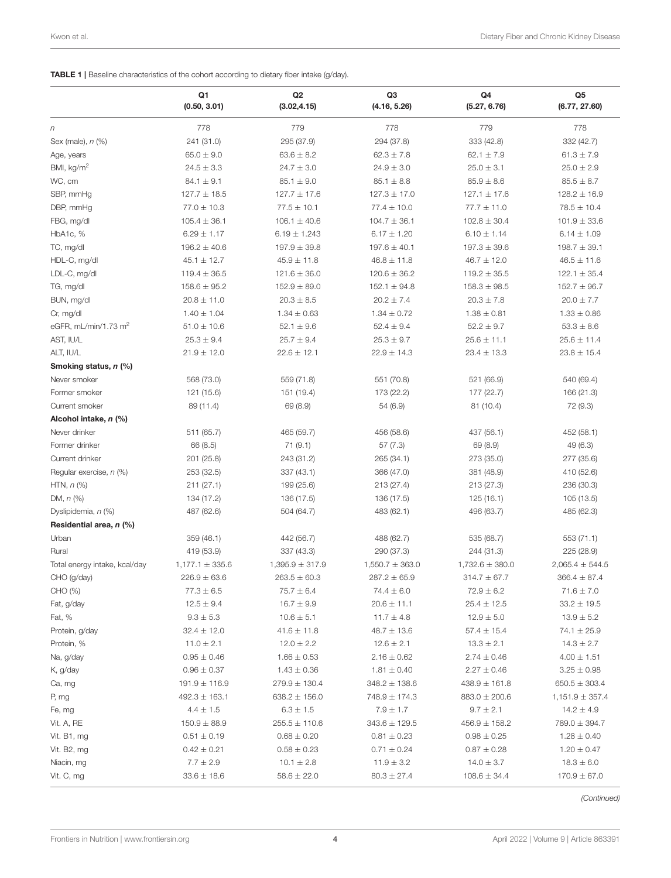**TABLE 1 |** Baseline characteristics of the cohort according to dietary fiber intake (g/day).

| | Q1 (0.50, 3.01) | Q2 (3.02,4.15) | Q3 (4.16, 5.26) | Q4 (5.27, 6.76) | Q5 (6.77, 27.60) |
|---|---|---|---|---|---|
| *n* | 778 | 779 | 778 | 779 | 778 |
| Sex (male), *n* (%) | 241 (31.0) | 295 (37.9) | 294 (37.8) | 333 (42.8) | 332 (42.7) |
| Age, years | 65.0 ± 9.0 | 63.6 ± 8.2 | 62.3 ± 7.8 | 62.1 ± 7.9 | 61.3 ± 7.9 |
| BMI, kg/m$^2$ | 24.5 ± 3.3 | 24.7 ± 3.0 | 24.9 ± 3.0 | 25.0 ± 3.1 | 25.0 ± 2.9 |
| WC, cm | 84.1 ± 9.1 | 85.1 ± 9.0 | 85.1 ± 8.8 | 85.9 ± 8.6 | 85.5 ± 8.7 |
| SBP, mmHg | 127.7 ± 18.5 | 127.7 ± 17.6 | 127.3 ± 17.0 | 127.1 ± 17.6 | 128.2 ± 16.9 |
| DBP, mmHg | 77.0 ± 10.3 | 77.5 ± 10.1 | 77.4 ± 10.0 | 77.7 ± 11.0 | 78.5 ± 10.4 |
| FBG, mg/dl | 105.4 ± 36.1 | 106.1 ± 40.6 | 104.7 ± 36.1 | 102.8 ± 30.4 | 101.9 ± 33.6 |
| HbA1c, % | 6.29 ± 1.17 | 6.19 ± 1.243 | 6.17 ± 1.20 | 6.10 ± 1.14 | 6.14 ± 1.09 |
| TC, mg/dl | 196.2 ± 40.6 | 197.9 ± 39.8 | 197.6 ± 40.1 | 197.3 ± 39.6 | 198.7 ± 39.1 |
| HDL-C, mg/dl | 45.1 ± 12.7 | 45.9 ± 11.8 | 46.8 ± 11.8 | 46.7 ± 12.0 | 46.5 ± 11.6 |
| LDL-C, mg/dl | 119.4 ± 36.5 | 121.6 ± 36.0 | 120.6 ± 36.2 | 119.2 ± 35.5 | 122.1 ± 35.4 |
| TG, mg/dl | 158.6 ± 95.2 | 152.9 ± 89.0 | 152.1 ± 94.8 | 158.3 ± 98.5 | 152.7 ± 96.7 |
| BUN, mg/dl | 20.8 ± 11.0 | 20.3 ± 8.5 | 20.2 ± 7.4 | 20.3 ± 7.8 | 20.0 ± 7.7 |
| Cr, mg/dl | 1.40 ± 1.04 | 1.34 ± 0.63 | 1.34 ± 0.72 | 1.38 ± 0.81 | 1.33 ± 0.86 |
| eGFR, mL/min/1.73 m$^2$ | 51.0 ± 10.6 | 52.1 ± 9.6 | 52.4 ± 9.4 | 52.2 ± 9.7 | 53.3 ± 8.6 |
| AST, IU/L | 25.3 ± 9.4 | 25.7 ± 9.4 | 25.3 ± 9.7 | 25.6 ± 11.1 | 25.6 ± 11.4 |
| ALT, IU/L | 21.9 ± 12.0 | 22.6 ± 12.1 | 22.9 ± 14.3 | 23.4 ± 13.3 | 23.8 ± 15.4 |
| **Smoking status, *n* (%)** | | | | | |
| Never smoker | 568 (73.0) | 559 (71.8) | 551 (70.8) | 521 (66.9) | 540 (69.4) |
| Former smoker | 121 (15.6) | 151 (19.4) | 173 (22.2) | 177 (22.7) | 166 (21.3) |
| Current smoker | 89 (11.4) | 69 (8.9) | 54 (6.9) | 81 (10.4) | 72 (9.3) |
| **Alcohol intake, *n* (%)** | | | | | |
| Never drinker | 511 (65.7) | 465 (59.7) | 456 (58.6) | 437 (56.1) | 452 (58.1) |
| Former drinker | 66 (8.5) | 71 (9.1) | 57 (7.3) | 69 (8.9) | 49 (6.3) |
| Current drinker | 201 (25.8) | 243 (31.2) | 265 (34.1) | 273 (35.0) | 277 (35.6) |
| Regular exercise, *n* (%) | 253 (32.5) | 337 (43.1) | 366 (47.0) | 381 (48.9) | 410 (52.6) |
| HTN, *n* (%) | 211 (27.1) | 199 (25.6) | 213 (27.4) | 213 (27.3) | 236 (30.3) |
| DM, *n* (%) | 134 (17.2) | 136 (17.5) | 136 (17.5) | 125 (16.1) | 105 (13.5) |
| Dyslipidemia, *n* (%) | 487 (62.6) | 504 (64.7) | 483 (62.1) | 496 (63.7) | 485 (62.3) |
| **Residential area, *n* (%)** | | | | | |
| Urban | 359 (46.1) | 442 (56.7) | 488 (62.7) | 535 (68.7) | 553 (71.1) |
| Rural | 419 (53.9) | 337 (43.3) | 290 (37.3) | 244 (31.3) | 225 (28.9) |
| Total energy intake, kcal/day | 1,177.1 ± 335.6 | 1,395.9 ± 317.9 | 1,550.7 ± 363.0 | 1,732.6 ± 380.0 | 2,065.4 ± 544.5 |
| CHO (g/day) | 226.9 ± 63.6 | 263.5 ± 60.3 | 287.2 ± 65.9 | 314.7 ± 67.7 | 366.4 ± 87.4 |
| CHO (%) | 77.3 ± 6.5 | 75.7 ± 6.4 | 74.4 ± 6.0 | 72.9 ± 6.2 | 71.6 ± 7.0 |
| Fat, g/day | 12.5 ± 9.4 | 16.7 ± 9.9 | 20.6 ± 11.1 | 25.4 ± 12.5 | 33.2 ± 19.5 |
| Fat, % | 9.3 ± 5.3 | 10.6 ± 5.1 | 11.7 ± 4.8 | 12.9 ± 5.0 | 13.9 ± 5.2 |
| Protein, g/day | 32.4 ± 12.0 | 41.6 ± 11.8 | 48.7 ± 13.6 | 57.4 ± 15.4 | 74.1 ± 25.9 |
| Protein, % | 11.0 ± 2.1 | 12.0 ± 2.2 | 12.6 ± 2.1 | 13.3 ± 2.1 | 14.3 ± 2.7 |
| Na, g/day | 0.95 ± 0.46 | 1.66 ± 0.53 | 2.16 ± 0.62 | 2.74 ± 0.46 | 4.00 ± 1.51 |
| K, g/day | 0.96 ± 0.37 | 1.43 ± 0.36 | 1.81 ± 0.40 | 2.27 ± 0.46 | 3.25 ± 0.98 |
| Ca, mg | 191.9 ± 116.9 | 279.9 ± 130.4 | 348.2 ± 138.6 | 438.9 ± 161.8 | 650.5 ± 303.4 |
| P, mg | 492.3 ± 163.1 | 638.2 ± 156.0 | 748.9 ± 174.3 | 883.0 ± 200.6 | 1,151.9 ± 357.4 |
| Fe, mg | 4.4 ± 1.5 | 6.3 ± 1.5 | 7.9 ± 1.7 | 9.7 ± 2.1 | 14.2 ± 4.9 |
| Vit. A, RE | 150.9 ± 88.9 | 255.5 ± 110.6 | 343.6 ± 129.5 | 456.9 ± 158.2 | 789.0 ± 394.7 |
| Vit. B1, mg | 0.51 ± 0.19 | 0.68 ± 0.20 | 0.81 ± 0.23 | 0.98 ± 0.25 | 1.28 ± 0.40 |
| Vit. B2, mg | 0.42 ± 0.21 | 0.58 ± 0.23 | 0.71 ± 0.24 | 0.87 ± 0.28 | 1.20 ± 0.47 |
| Niacin, mg | 7.7 ± 2.9 | 10.1 ± 2.8 | 11.9 ± 3.2 | 14.0 ± 3.7 | 18.3 ± 6.0 |
| Vit. C, mg | 33.6 ± 18.6 | 58.6 ± 22.0 | 80.3 ± 27.4 | 108.6 ± 34.4 | 170.9 ± 67.0 |

*(Continued)*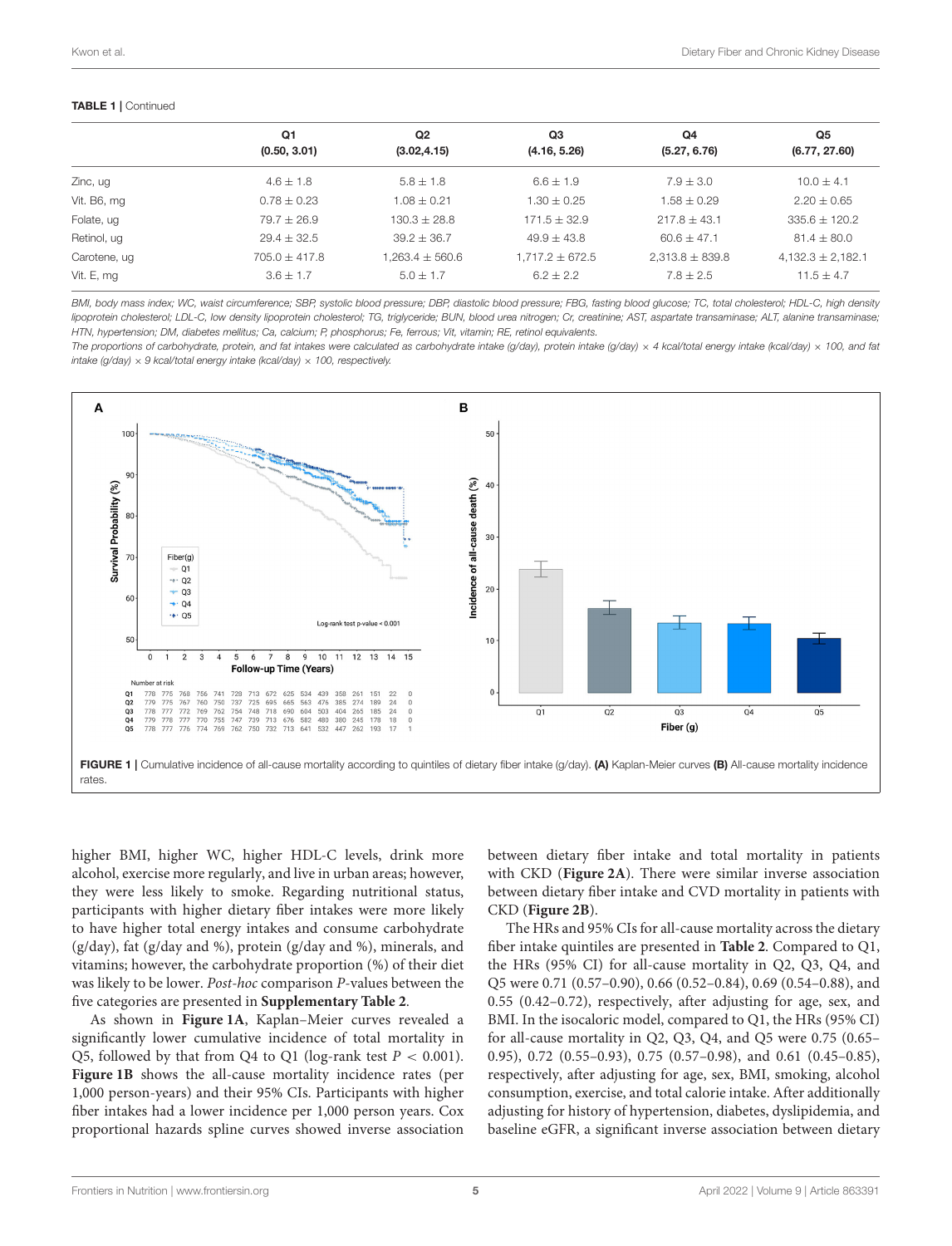**TABLE 1 |** Continued

| | Q1<br>(0.50, 3.01) | Q2<br>(3.02,4.15) | Q3<br>(4.16, 5.26) | Q4<br>(5.27, 6.76) | Q5<br>(6.77, 27.60) |
|---|---|---|---|---|---|
| Zinc, ug | 4.6 ± 1.8 | 5.8 ± 1.8 | 6.6 ± 1.9 | 7.9 ± 3.0 | 10.0 ± 4.1 |
| Vit. B6, mg | 0.78 ± 0.23 | 1.08 ± 0.21 | 1.30 ± 0.25 | 1.58 ± 0.29 | 2.20 ± 0.65 |
| Folate, ug | 79.7 ± 26.9 | 130.3 ± 28.8 | 171.5 ± 32.9 | 217.8 ± 43.1 | 335.6 ± 120.2 |
| Retinol, ug | 29.4 ± 32.5 | 39.2 ± 36.7 | 49.9 ± 43.8 | 60.6 ± 47.1 | 81.4 ± 80.0 |
| Carotene, ug | 705.0 ± 417.8 | 1,263.4 ± 560.6 | 1,717.2 ± 672.5 | 2,313.8 ± 839.8 | 4,132.3 ± 2,182.1 |
| Vit. E, mg | 3.6 ± 1.7 | 5.0 ± 1.7 | 6.2 ± 2.2 | 7.8 ± 2.5 | 11.5 ± 4.7 |

*BMI, body mass index; WC, waist circumference; SBP, systolic blood pressure; DBP, diastolic blood pressure; FBG, fasting blood glucose; TC, total cholesterol; HDL-C, high density lipoprotein cholesterol; LDL-C, low density lipoprotein cholesterol; TG, triglyceride; BUN, blood urea nitrogen; Cr, creatinine; AST, aspartate transaminase; ALT, alanine transaminase; HTN, hypertension; DM, diabetes mellitus; Ca, calcium; P, phosphorus; Fe, ferrous; Vit, vitamin; RE, retinol equivalents.*

*The proportions of carbohydrate, protein, and fat intakes were calculated as carbohydrate intake (g/day), protein intake (g/day) × 4 kcal/total energy intake (kcal/day) × 100, and fat intake (g/day) × 9 kcal/total energy intake (kcal/day) × 100, respectively.*

**FIGURE 1 |** Cumulative incidence of all-cause mortality according to quintiles of dietary fiber intake (g/day). **(A)** Kaplan-Meier curves **(B)** All-cause mortality incidence rates.

higher BMI, higher WC, higher HDL-C levels, drink more alcohol, exercise more regularly, and live in urban areas; however, they were less likely to smoke. Regarding nutritional status, participants with higher dietary fiber intakes were more likely to have higher total energy intakes and consume carbohydrate (g/day), fat (g/day and %), protein (g/day and %), minerals, and vitamins; however, the carbohydrate proportion (%) of their diet was likely to be lower. *Post-hoc* comparison *P*-values between the five categories are presented in **Supplementary Table 2**.

As shown in **Figure 1A**, Kaplan–Meier curves revealed a significantly lower cumulative incidence of total mortality in Q5, followed by that from Q4 to Q1 (log-rank test $P < 0.001$). **Figure 1B** shows the all-cause mortality incidence rates (per 1,000 person-years) and their 95% CIs. Participants with higher fiber intakes had a lower incidence per 1,000 person years. Cox proportional hazards spline curves showed inverse association between dietary fiber intake and total mortality in patients with CKD (**Figure 2A**). There were similar inverse association between dietary fiber intake and CVD mortality in patients with CKD (**Figure 2B**).

The HRs and 95% CIs for all-cause mortality across the dietary fiber intake quintiles are presented in **Table 2**. Compared to Q1, the HRs (95% CI) for all-cause mortality in Q2, Q3, Q4, and Q5 were 0.71 (0.57–0.90), 0.66 (0.52–0.84), 0.69 (0.54–0.88), and 0.55 (0.42–0.72), respectively, after adjusting for age, sex, and BMI. In the isocaloric model, compared to Q1, the HRs (95% CI) for all-cause mortality in Q2, Q3, Q4, and Q5 were 0.75 (0.65–0.95), 0.72 (0.55–0.93), 0.75 (0.57–0.98), and 0.61 (0.45–0.85), respectively, after adjusting for age, sex, BMI, smoking, alcohol consumption, exercise, and total calorie intake. After additionally adjusting for history of hypertension, diabetes, dyslipidemia, and baseline eGFR, a significant inverse association between dietary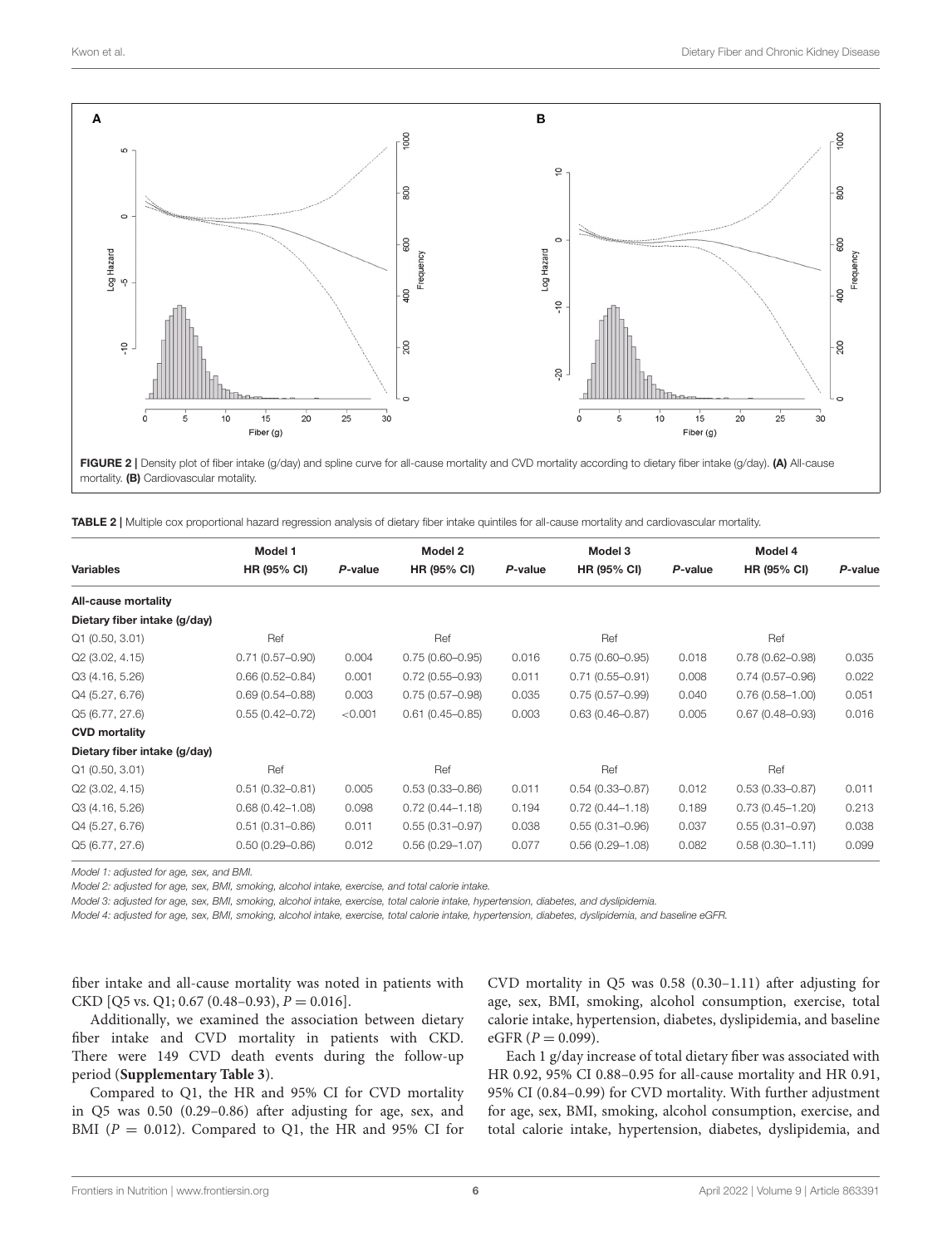FIGURE 2 | Density plot of fiber intake (g/day) and spline curve for all-cause mortality and CVD mortality according to dietary fiber intake (g/day). **(A)** All-cause mortality. **(B)** Cardiovascular motality.

**TABLE 2** | Multiple cox proportional hazard regression analysis of dietary fiber intake quintiles for all-cause mortality and cardiovascular mortality.

| Variables | Model 1 | | Model 2 | | Model 3 | | Model 4 | |
|---|---|---|---|---|---|---|---|---|
| | HR (95% CI) | *P*-value | HR (95% CI) | *P*-value | HR (95% CI) | *P*-value | HR (95% CI) | *P*-value |
| **All-cause mortality** | | | | | | | | |
| **Dietary fiber intake (g/day)** | | | | | | | | |
| Q1 (0.50, 3.01) | Ref | | Ref | | Ref | | Ref | |
| Q2 (3.02, 4.15) | 0.71 (0.57–0.90) | 0.004 | 0.75 (0.60–0.95) | 0.016 | 0.75 (0.60–0.95) | 0.018 | 0.78 (0.62–0.98) | 0.035 |
| Q3 (4.16, 5.26) | 0.66 (0.52–0.84) | 0.001 | 0.72 (0.55–0.93) | 0.011 | 0.71 (0.55–0.91) | 0.008 | 0.74 (0.57–0.96) | 0.022 |
| Q4 (5.27, 6.76) | 0.69 (0.54–0.88) | 0.003 | 0.75 (0.57–0.98) | 0.035 | 0.75 (0.57–0.99) | 0.040 | 0.76 (0.58–1.00) | 0.051 |
| Q5 (6.77, 27.6) | 0.55 (0.42–0.72) | <0.001 | 0.61 (0.45–0.85) | 0.003 | 0.63 (0.46–0.87) | 0.005 | 0.67 (0.48–0.93) | 0.016 |
| **CVD mortality** | | | | | | | | |
| **Dietary fiber intake (g/day)** | | | | | | | | |
| Q1 (0.50, 3.01) | Ref | | Ref | | Ref | | Ref | |
| Q2 (3.02, 4.15) | 0.51 (0.32–0.81) | 0.005 | 0.53 (0.33–0.86) | 0.011 | 0.54 (0.33–0.87) | 0.012 | 0.53 (0.33–0.87) | 0.011 |
| Q3 (4.16, 5.26) | 0.68 (0.42–1.08) | 0.098 | 0.72 (0.44–1.18) | 0.194 | 0.72 (0.44–1.18) | 0.189 | 0.73 (0.45–1.20) | 0.213 |
| Q4 (5.27, 6.76) | 0.51 (0.31–0.86) | 0.011 | 0.55 (0.31–0.97) | 0.038 | 0.55 (0.31–0.96) | 0.037 | 0.55 (0.31–0.97) | 0.038 |
| Q5 (6.77, 27.6) | 0.50 (0.29–0.86) | 0.012 | 0.56 (0.29–1.07) | 0.077 | 0.56 (0.29–1.08) | 0.082 | 0.58 (0.30–1.11) | 0.099 |

*Model 1: adjusted for age, sex, and BMI.*
*Model 2: adjusted for age, sex, BMI, smoking, alcohol intake, exercise, and total calorie intake.*
*Model 3: adjusted for age, sex, BMI, smoking, alcohol intake, exercise, total calorie intake, hypertension, diabetes, and dyslipidemia.*
*Model 4: adjusted for age, sex, BMI, smoking, alcohol intake, exercise, total calorie intake, hypertension, diabetes, dyslipidemia, and baseline eGFR.*

fiber intake and all-cause mortality was noted in patients with CKD [Q5 vs. Q1; 0.67 (0.48–0.93), $P = 0.016$].

Additionally, we examined the association between dietary fiber intake and CVD mortality in patients with CKD. There were 149 CVD death events during the follow-up period (**Supplementary Table 3**).

Compared to Q1, the HR and 95% CI for CVD mortality in Q5 was 0.50 (0.29–0.86) after adjusting for age, sex, and BMI ($P = 0.012$). Compared to Q1, the HR and 95% CI for CVD mortality in Q5 was 0.58 (0.30–1.11) after adjusting for age, sex, BMI, smoking, alcohol consumption, exercise, total calorie intake, hypertension, diabetes, dyslipidemia, and baseline eGFR ($P = 0.099$).

Each 1 g/day increase of total dietary fiber was associated with HR 0.92, 95% CI 0.88–0.95 for all-cause mortality and HR 0.91, 95% CI (0.84–0.99) for CVD mortality. With further adjustment for age, sex, BMI, smoking, alcohol consumption, exercise, and total calorie intake, hypertension, diabetes, dyslipidemia, and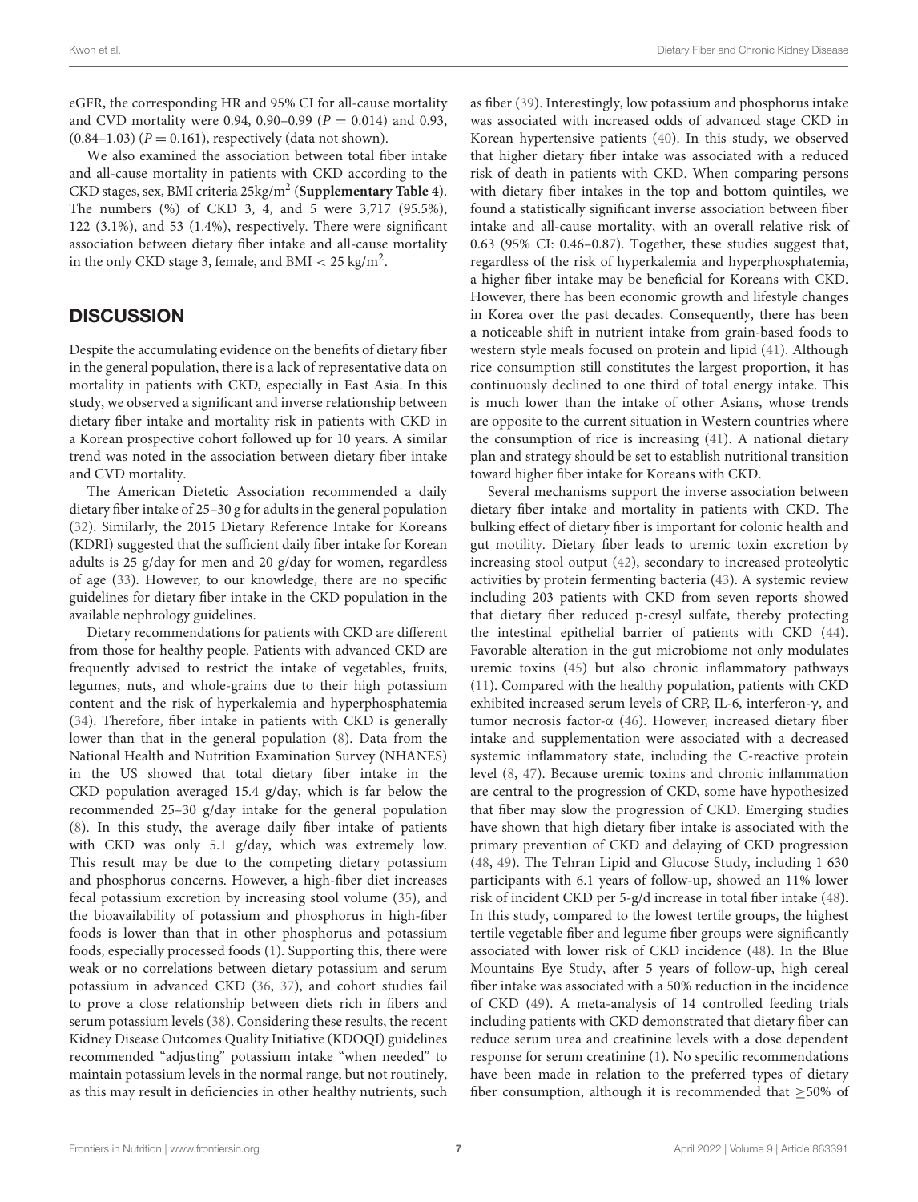eGFR, the corresponding HR and 95% CI for all-cause mortality and CVD mortality were 0.94, 0.90–0.99 ($P = 0.014$) and 0.93, (0.84–1.03) ($P = 0.161$), respectively (data not shown).

We also examined the association between total fiber intake and all-cause mortality in patients with CKD according to the CKD stages, sex, BMI criteria 25kg/m$^2$ (**Supplementary Table 4**). The numbers (%) of CKD 3, 4, and 5 were 3,717 (95.5%), 122 (3.1%), and 53 (1.4%), respectively. There were significant association between dietary fiber intake and all-cause mortality in the only CKD stage 3, female, and BMI < 25 kg/m$^2$.

## DISCUSSION

Despite the accumulating evidence on the benefits of dietary fiber in the general population, there is a lack of representative data on mortality in patients with CKD, especially in East Asia. In this study, we observed a significant and inverse relationship between dietary fiber intake and mortality risk in patients with CKD in a Korean prospective cohort followed up for 10 years. A similar trend was noted in the association between dietary fiber intake and CVD mortality.

The American Dietetic Association recommended a daily dietary fiber intake of 25–30 g for adults in the general population (32). Similarly, the 2015 Dietary Reference Intake for Koreans (KDRI) suggested that the sufficient daily fiber intake for Korean adults is 25 g/day for men and 20 g/day for women, regardless of age (33). However, to our knowledge, there are no specific guidelines for dietary fiber intake in the CKD population in the available nephrology guidelines.

Dietary recommendations for patients with CKD are different from those for healthy people. Patients with advanced CKD are frequently advised to restrict the intake of vegetables, fruits, legumes, nuts, and whole-grains due to their high potassium content and the risk of hyperkalemia and hyperphosphatemia (34). Therefore, fiber intake in patients with CKD is generally lower than that in the general population (8). Data from the National Health and Nutrition Examination Survey (NHANES) in the US showed that total dietary fiber intake in the CKD population averaged 15.4 g/day, which is far below the recommended 25–30 g/day intake for the general population (8). In this study, the average daily fiber intake of patients with CKD was only 5.1 g/day, which was extremely low. This result may be due to the competing dietary potassium and phosphorus concerns. However, a high-fiber diet increases fecal potassium excretion by increasing stool volume (35), and the bioavailability of potassium and phosphorus in high-fiber foods is lower than that in other phosphorus and potassium foods, especially processed foods (1). Supporting this, there were weak or no correlations between dietary potassium and serum potassium in advanced CKD (36, 37), and cohort studies fail to prove a close relationship between diets rich in fibers and serum potassium levels (38). Considering these results, the recent Kidney Disease Outcomes Quality Initiative (KDOQI) guidelines recommended "adjusting" potassium intake "when needed" to maintain potassium levels in the normal range, but not routinely, as this may result in deficiencies in other healthy nutrients, such as fiber (39). Interestingly, low potassium and phosphorus intake was associated with increased odds of advanced stage CKD in Korean hypertensive patients (40). In this study, we observed that higher dietary fiber intake was associated with a reduced risk of death in patients with CKD. When comparing persons with dietary fiber intakes in the top and bottom quintiles, we found a statistically significant inverse association between fiber intake and all-cause mortality, with an overall relative risk of 0.63 (95% CI: 0.46–0.87). Together, these studies suggest that, regardless of the risk of hyperkalemia and hyperphosphatemia, a higher fiber intake may be beneficial for Koreans with CKD. However, there has been economic growth and lifestyle changes in Korea over the past decades. Consequently, there has been a noticeable shift in nutrient intake from grain-based foods to western style meals focused on protein and lipid (41). Although rice consumption still constitutes the largest proportion, it has continuously declined to one third of total energy intake. This is much lower than the intake of other Asians, whose trends are opposite to the current situation in Western countries where the consumption of rice is increasing (41). A national dietary plan and strategy should be set to establish nutritional transition toward higher fiber intake for Koreans with CKD.

Several mechanisms support the inverse association between dietary fiber intake and mortality in patients with CKD. The bulking effect of dietary fiber is important for colonic health and gut motility. Dietary fiber leads to uremic toxin excretion by increasing stool output (42), secondary to increased proteolytic activities by protein fermenting bacteria (43). A systemic review including 203 patients with CKD from seven reports showed that dietary fiber reduced p-cresyl sulfate, thereby protecting the intestinal epithelial barrier of patients with CKD (44). Favorable alteration in the gut microbiome not only modulates uremic toxins (45) but also chronic inflammatory pathways (11). Compared with the healthy population, patients with CKD exhibited increased serum levels of CRP, IL-6, interferon-γ, and tumor necrosis factor-α (46). However, increased dietary fiber intake and supplementation were associated with a decreased systemic inflammatory state, including the C-reactive protein level (8, 47). Because uremic toxins and chronic inflammation are central to the progression of CKD, some have hypothesized that fiber may slow the progression of CKD. Emerging studies have shown that high dietary fiber intake is associated with the primary prevention of CKD and delaying of CKD progression (48, 49). The Tehran Lipid and Glucose Study, including 1 630 participants with 6.1 years of follow-up, showed an 11% lower risk of incident CKD per 5-g/d increase in total fiber intake (48). In this study, compared to the lowest tertile groups, the highest tertile vegetable fiber and legume fiber groups were significantly associated with lower risk of CKD incidence (48). In the Blue Mountains Eye Study, after 5 years of follow-up, high cereal fiber intake was associated with a 50% reduction in the incidence of CKD (49). A meta-analysis of 14 controlled feeding trials including patients with CKD demonstrated that dietary fiber can reduce serum urea and creatinine levels with a dose dependent response for serum creatinine (1). No specific recommendations have been made in relation to the preferred types of dietary fiber consumption, although it is recommended that ≥50% of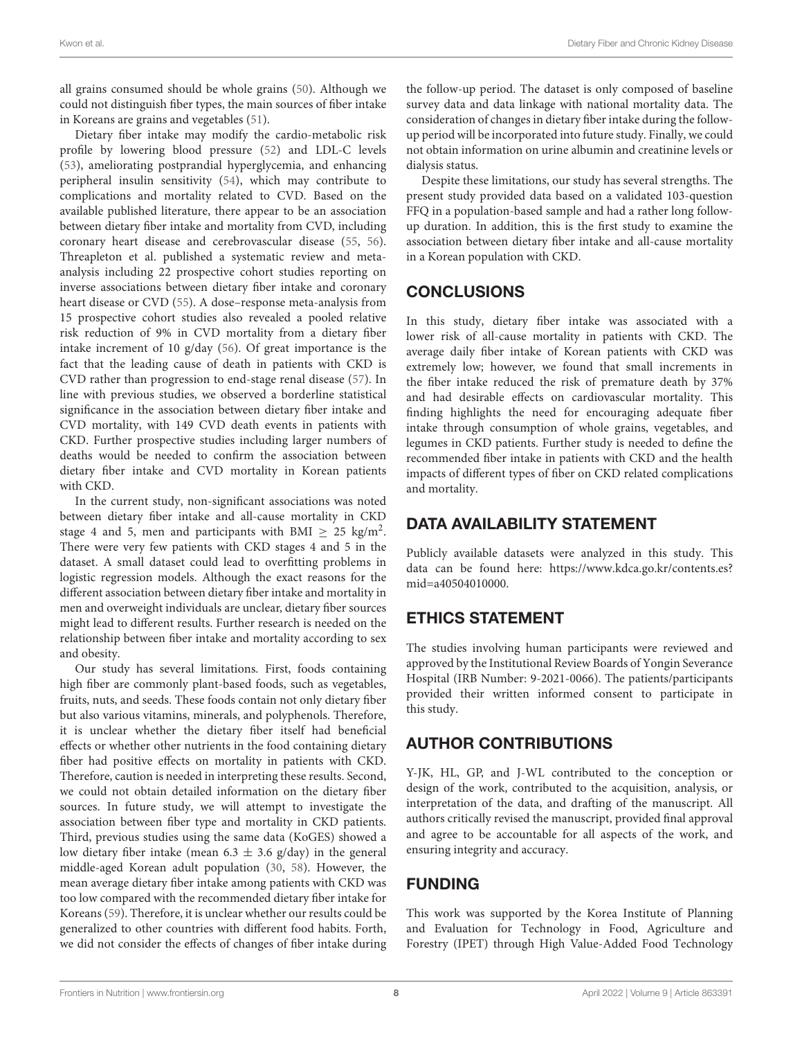all grains consumed should be whole grains (50). Although we could not distinguish fiber types, the main sources of fiber intake in Koreans are grains and vegetables (51).

Dietary fiber intake may modify the cardio-metabolic risk profile by lowering blood pressure (52) and LDL-C levels (53), ameliorating postprandial hyperglycemia, and enhancing peripheral insulin sensitivity (54), which may contribute to complications and mortality related to CVD. Based on the available published literature, there appear to be an association between dietary fiber intake and mortality from CVD, including coronary heart disease and cerebrovascular disease (55, 56). Threapleton et al. published a systematic review and meta-analysis including 22 prospective cohort studies reporting on inverse associations between dietary fiber intake and coronary heart disease or CVD (55). A dose–response meta-analysis from 15 prospective cohort studies also revealed a pooled relative risk reduction of 9% in CVD mortality from a dietary fiber intake increment of 10 g/day (56). Of great importance is the fact that the leading cause of death in patients with CKD is CVD rather than progression to end-stage renal disease (57). In line with previous studies, we observed a borderline statistical significance in the association between dietary fiber intake and CVD mortality, with 149 CVD death events in patients with CKD. Further prospective studies including larger numbers of deaths would be needed to confirm the association between dietary fiber intake and CVD mortality in Korean patients with CKD.

In the current study, non-significant associations was noted between dietary fiber intake and all-cause mortality in CKD stage 4 and 5, men and participants with BMI $\geq$ 25 kg/m$^2$. There were very few patients with CKD stages 4 and 5 in the dataset. A small dataset could lead to overfitting problems in logistic regression models. Although the exact reasons for the different association between dietary fiber intake and mortality in men and overweight individuals are unclear, dietary fiber sources might lead to different results. Further research is needed on the relationship between fiber intake and mortality according to sex and obesity.

Our study has several limitations. First, foods containing high fiber are commonly plant-based foods, such as vegetables, fruits, nuts, and seeds. These foods contain not only dietary fiber but also various vitamins, minerals, and polyphenols. Therefore, it is unclear whether the dietary fiber itself had beneficial effects or whether other nutrients in the food containing dietary fiber had positive effects on mortality in patients with CKD. Therefore, caution is needed in interpreting these results. Second, we could not obtain detailed information on the dietary fiber sources. In future study, we will attempt to investigate the association between fiber type and mortality in CKD patients. Third, previous studies using the same data (KoGES) showed a low dietary fiber intake (mean 6.3 $\pm$ 3.6 g/day) in the general middle-aged Korean adult population (30, 58). However, the mean average dietary fiber intake among patients with CKD was too low compared with the recommended dietary fiber intake for Koreans (59). Therefore, it is unclear whether our results could be generalized to other countries with different food habits. Forth, we did not consider the effects of changes of fiber intake during the follow-up period. The dataset is only composed of baseline survey data and data linkage with national mortality data. The consideration of changes in dietary fiber intake during the follow-up period will be incorporated into future study. Finally, we could not obtain information on urine albumin and creatinine levels or dialysis status.

Despite these limitations, our study has several strengths. The present study provided data based on a validated 103-question FFQ in a population-based sample and had a rather long follow-up duration. In addition, this is the first study to examine the association between dietary fiber intake and all-cause mortality in a Korean population with CKD.

## CONCLUSIONS

In this study, dietary fiber intake was associated with a lower risk of all-cause mortality in patients with CKD. The average daily fiber intake of Korean patients with CKD was extremely low; however, we found that small increments in the fiber intake reduced the risk of premature death by 37% and had desirable effects on cardiovascular mortality. This finding highlights the need for encouraging adequate fiber intake through consumption of whole grains, vegetables, and legumes in CKD patients. Further study is needed to define the recommended fiber intake in patients with CKD and the health impacts of different types of fiber on CKD related complications and mortality.

## DATA AVAILABILITY STATEMENT

Publicly available datasets were analyzed in this study. This data can be found here: https://www.kdca.go.kr/contents.es?mid=a40504010000.

## ETHICS STATEMENT

The studies involving human participants were reviewed and approved by the Institutional Review Boards of Yongin Severance Hospital (IRB Number: 9-2021-0066). The patients/participants provided their written informed consent to participate in this study.

## AUTHOR CONTRIBUTIONS

Y-JK, HL, GP, and J-WL contributed to the conception or design of the work, contributed to the acquisition, analysis, or interpretation of the data, and drafting of the manuscript. All authors critically revised the manuscript, provided final approval and agree to be accountable for all aspects of the work, and ensuring integrity and accuracy.

## FUNDING

This work was supported by the Korea Institute of Planning and Evaluation for Technology in Food, Agriculture and Forestry (IPET) through High Value-Added Food Technology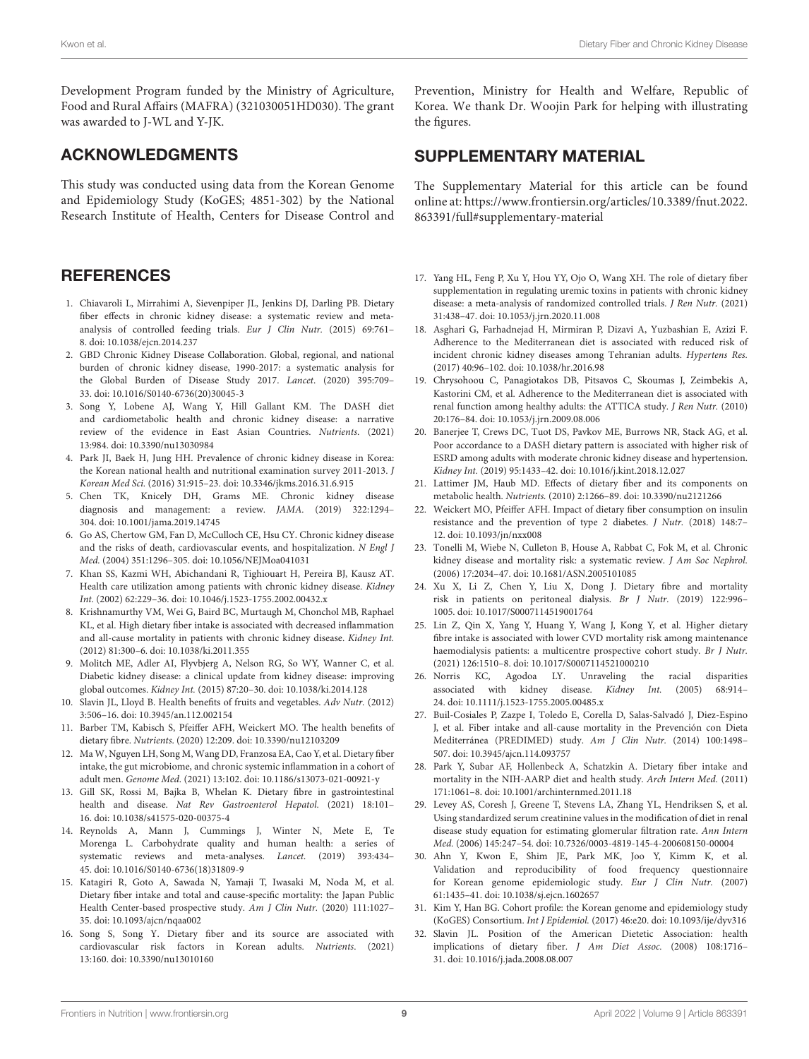Development Program funded by the Ministry of Agriculture, Food and Rural Affairs (MAFRA) (321030051HD030). The grant was awarded to J-WL and Y-JK.

## ACKNOWLEDGMENTS

This study was conducted using data from the Korean Genome and Epidemiology Study (KoGES; 4851-302) by the National Research Institute of Health, Centers for Disease Control and Prevention, Ministry for Health and Welfare, Republic of Korea. We thank Dr. Woojin Park for helping with illustrating the figures.

## SUPPLEMENTARY MATERIAL

The Supplementary Material for this article can be found online at: https://www.frontiersin.org/articles/10.3389/fnut.2022.863391/full#supplementary-material

## REFERENCES

1. Chiavaroli L, Mirrahimi A, Sievenpiper JL, Jenkins DJ, Darling PB. Dietary fiber effects in chronic kidney disease: a systematic review and meta-analysis of controlled feeding trials. *Eur J Clin Nutr.* (2015) 69:761–8. doi: 10.1038/ejcn.2014.237
2. GBD Chronic Kidney Disease Collaboration. Global, regional, and national burden of chronic kidney disease, 1990-2017: a systematic analysis for the Global Burden of Disease Study 2017. *Lancet*. (2020) 395:709–33. doi: 10.1016/S0140-6736(20)30045-3
3. Song Y, Lobene AJ, Wang Y, Hill Gallant KM. The DASH diet and cardiometabolic health and chronic kidney disease: a narrative review of the evidence in East Asian Countries. *Nutrients*. (2021) 13:984. doi: 10.3390/nu13030984
4. Park JI, Baek H, Jung HH. Prevalence of chronic kidney disease in Korea: the Korean national health and nutritional examination survey 2011-2013. *J Korean Med Sci.* (2016) 31:915–23. doi: 10.3346/jkms.2016.31.6.915
5. Chen TK, Knicely DH, Grams ME. Chronic kidney disease diagnosis and management: a review. *JAMA*. (2019) 322:1294–304. doi: 10.1001/jama.2019.14745
6. Go AS, Chertow GM, Fan D, McCulloch CE, Hsu CY. Chronic kidney disease and the risks of death, cardiovascular events, and hospitalization. *N Engl J Med.* (2004) 351:1296–305. doi: 10.1056/NEJMoa041031
7. Khan SS, Kazmi WH, Abichandani R, Tighiouart H, Pereira BJ, Kausz AT. Health care utilization among patients with chronic kidney disease. *Kidney Int.* (2002) 62:229–36. doi: 10.1046/j.1523-1755.2002.00432.x
8. Krishnamurthy VM, Wei G, Baird BC, Murtaugh M, Chonchol MB, Raphael KL, et al. High dietary fiber intake is associated with decreased inflammation and all-cause mortality in patients with chronic kidney disease. *Kidney Int.* (2012) 81:300–6. doi: 10.1038/ki.2011.355
9. Molitch ME, Adler AI, Flyvbjerg A, Nelson RG, So WY, Wanner C, et al. Diabetic kidney disease: a clinical update from kidney disease: improving global outcomes. *Kidney Int.* (2015) 87:20–30. doi: 10.1038/ki.2014.128
10. Slavin JL, Lloyd B. Health benefits of fruits and vegetables. *Adv Nutr*. (2012) 3:506–16. doi: 10.3945/an.112.002154
11. Barber TM, Kabisch S, Pfeiffer AFH, Weickert MO. The health benefits of dietary fibre. *Nutrients*. (2020) 12:209. doi: 10.3390/nu12103209
12. Ma W, Nguyen LH, Song M, Wang DD, Franzosa EA, Cao Y, et al. Dietary fiber intake, the gut microbiome, and chronic systemic inflammation in a cohort of adult men. *Genome Med.* (2021) 13:102. doi: 10.1186/s13073-021-00921-y
13. Gill SK, Rossi M, Bajka B, Whelan K. Dietary fibre in gastrointestinal health and disease. *Nat Rev Gastroenterol Hepatol.* (2021) 18:101–16. doi: 10.1038/s41575-020-00375-4
14. Reynolds A, Mann J, Cummings J, Winter N, Mete E, Te Morenga L. Carbohydrate quality and human health: a series of systematic reviews and meta-analyses. *Lancet*. (2019) 393:434–45. doi: 10.1016/S0140-6736(18)31809-9
15. Katagiri R, Goto A, Sawada N, Yamaji T, Iwasaki M, Noda M, et al. Dietary fiber intake and total and cause-specific mortality: the Japan Public Health Center-based prospective study. *Am J Clin Nutr*. (2020) 111:1027–35. doi: 10.1093/ajcn/nqaa002
16. Song S, Song Y. Dietary fiber and its source are associated with cardiovascular risk factors in Korean adults. *Nutrients*. (2021) 13:160. doi: 10.3390/nu13010160
17. Yang HL, Feng P, Xu Y, Hou YY, Ojo O, Wang XH. The role of dietary fiber supplementation in regulating uremic toxins in patients with chronic kidney disease: a meta-analysis of randomized controlled trials. *J Ren Nutr.* (2021) 31:438–47. doi: 10.1053/j.jrn.2020.11.008
18. Asghari G, Farhadnejad H, Mirmiran P, Dizavi A, Yuzbashian E, Azizi F. Adherence to the Mediterranean diet is associated with reduced risk of incident chronic kidney diseases among Tehranian adults. *Hypertens Res.* (2017) 40:96–102. doi: 10.1038/hr.2016.98
19. Chrysohoou C, Panagiotakos DB, Pitsavos C, Skoumas J, Zeimbekis A, Kastorini CM, et al. Adherence to the Mediterranean diet is associated with renal function among healthy adults: the ATTICA study. *J Ren Nutr.* (2010) 20:176–84. doi: 10.1053/j.jrn.2009.08.006
20. Banerjee T, Crews DC, Tuot DS, Pavkov ME, Burrows NR, Stack AG, et al. Poor accordance to a DASH dietary pattern is associated with higher risk of ESRD among adults with moderate chronic kidney disease and hypertension. *Kidney Int.* (2019) 95:1433–42. doi: 10.1016/j.kint.2018.12.027
21. Lattimer JM, Haub MD. Effects of dietary fiber and its components on metabolic health. *Nutrients.* (2010) 2:1266–89. doi: 10.3390/nu2121266
22. Weickert MO, Pfeiffer AFH. Impact of dietary fiber consumption on insulin resistance and the prevention of type 2 diabetes. *J Nutr.* (2018) 148:7–12. doi: 10.1093/jn/nxx008
23. Tonelli M, Wiebe N, Culleton B, House A, Rabbat C, Fok M, et al. Chronic kidney disease and mortality risk: a systematic review. *J Am Soc Nephrol.* (2006) 17:2034–47. doi: 10.1681/ASN.2005101085
24. Xu X, Li Z, Chen Y, Liu X, Dong J. Dietary fibre and mortality risk in patients on peritoneal dialysis. *Br J Nutr.* (2019) 122:996–1005. doi: 10.1017/S0007114519001764
25. Lin Z, Qin X, Yang Y, Huang Y, Wang J, Kong Y, et al. Higher dietary fibre intake is associated with lower CVD mortality risk among maintenance haemodialysis patients: a multicentre prospective cohort study. *Br J Nutr.* (2021) 126:1510–8. doi: 10.1017/S0007114521000210
26. Norris KC, Agodoa LY. Unraveling the racial disparities associated with kidney disease. *Kidney Int.* (2005) 68:914–24. doi: 10.1111/j.1523-1755.2005.00485.x
27. Buil-Cosiales P, Zazpe I, Toledo E, Corella D, Salas-Salvadó J, Diez-Espino J, et al. Fiber intake and all-cause mortality in the Prevención con Dieta Mediterránea (PREDIMED) study. *Am J Clin Nutr.* (2014) 100:1498–507. doi: 10.3945/ajcn.114.093757
28. Park Y, Subar AF, Hollenbeck A, Schatzkin A. Dietary fiber intake and mortality in the NIH-AARP diet and health study. *Arch Intern Med.* (2011) 171:1061–8. doi: 10.1001/archinternmed.2011.18
29. Levey AS, Coresh J, Greene T, Stevens LA, Zhang YL, Hendriksen S, et al. Using standardized serum creatinine values in the modification of diet in renal disease study equation for estimating glomerular filtration rate. *Ann Intern Med.* (2006) 145:247–54. doi: 10.7326/0003-4819-145-4-200608150-00004
30. Ahn Y, Kwon E, Shim JE, Park MK, Joo Y, Kimm K, et al. Validation and reproducibility of food frequency questionnaire for Korean genome epidemiologic study. *Eur J Clin Nutr.* (2007) 61:1435–41. doi: 10.1038/sj.ejcn.1602657
31. Kim Y, Han BG. Cohort profile: the Korean genome and epidemiology study (KoGES) Consortium. *Int J Epidemiol.* (2017) 46:e20. doi: 10.1093/ije/dyv316
32. Slavin JL. Position of the American Dietetic Association: health implications of dietary fiber. *J Am Diet Assoc.* (2008) 108:1716–31. doi: 10.1016/j.jada.2008.08.007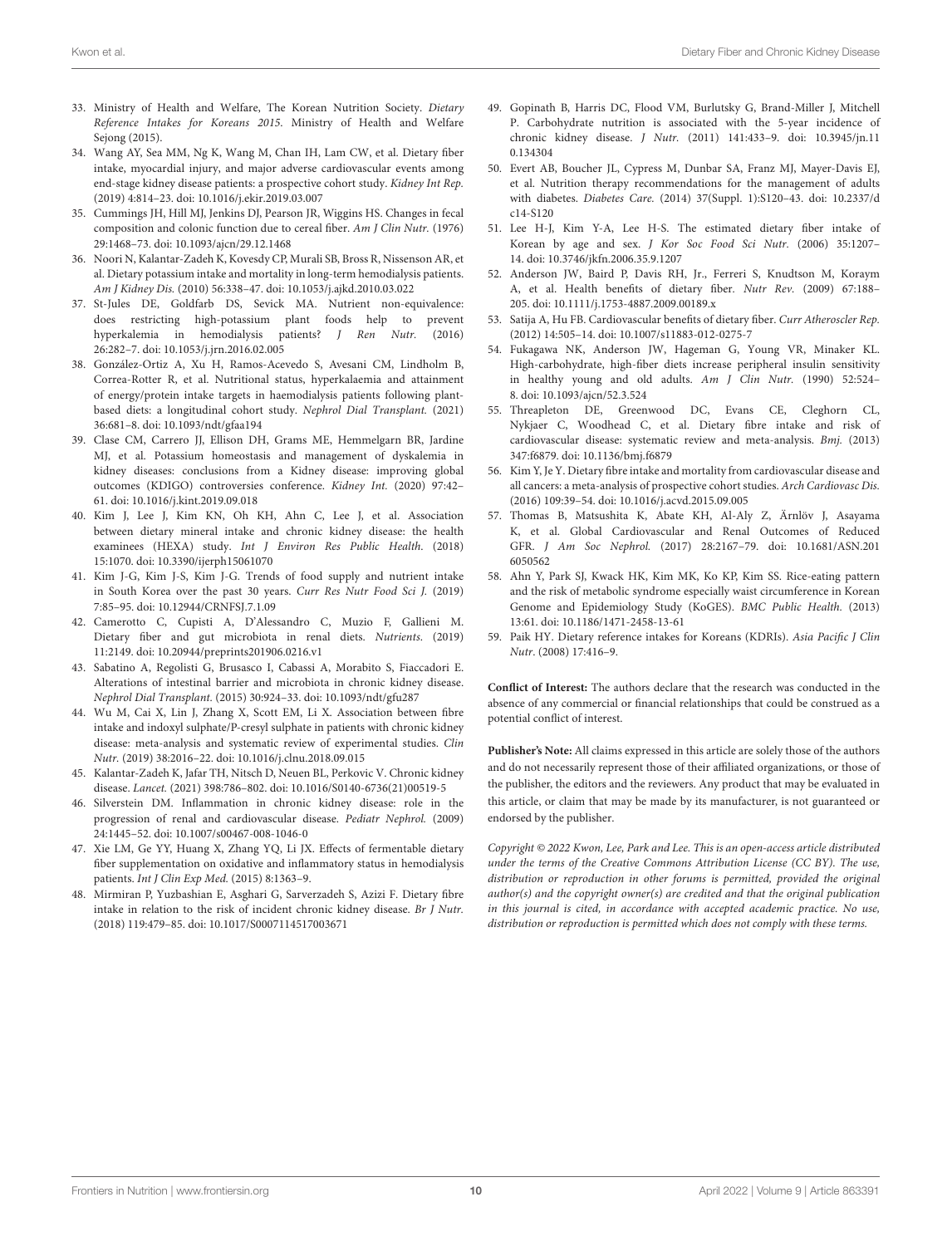33. Ministry of Health and Welfare, The Korean Nutrition Society. *Dietary Reference Intakes for Koreans 2015*. Ministry of Health and Welfare Sejong (2015).
34. Wang AY, Sea MM, Ng K, Wang M, Chan IH, Lam CW, et al. Dietary fiber intake, myocardial injury, and major adverse cardiovascular events among end-stage kidney disease patients: a prospective cohort study. *Kidney Int Rep.* (2019) 4:814–23. doi: 10.1016/j.ekir.2019.03.007
35. Cummings JH, Hill MJ, Jenkins DJ, Pearson JR, Wiggins HS. Changes in fecal composition and colonic function due to cereal fiber. *Am J Clin Nutr.* (1976) 29:1468–73. doi: 10.1093/ajcn/29.12.1468
36. Noori N, Kalantar-Zadeh K, Kovesdy CP, Murali SB, Bross R, Nissenson AR, et al. Dietary potassium intake and mortality in long-term hemodialysis patients. *Am J Kidney Dis.* (2010) 56:338–47. doi: 10.1053/j.ajkd.2010.03.022
37. St-Jules DE, Goldfarb DS, Sevick MA. Nutrient non-equivalence: does restricting high-potassium plant foods help to prevent hyperkalemia in hemodialysis patients? *J Ren Nutr.* (2016) 26:282–7. doi: 10.1053/j.jrn.2016.02.005
38. González-Ortiz A, Xu H, Ramos-Acevedo S, Avesani CM, Lindholm B, Correa-Rotter R, et al. Nutritional status, hyperkalaemia and attainment of energy/protein intake targets in haemodialysis patients following plant-based diets: a longitudinal cohort study. *Nephrol Dial Transplant.* (2021) 36:681–8. doi: 10.1093/ndt/gfaa194
39. Clase CM, Carrero JJ, Ellison DH, Grams ME, Hemmelgarn BR, Jardine MJ, et al. Potassium homeostasis and management of dyskalemia in kidney diseases: conclusions from a Kidney disease: improving global outcomes (KDIGO) controversies conference. *Kidney Int.* (2020) 97:42–61. doi: 10.1016/j.kint.2019.09.018
40. Kim J, Lee J, Kim KN, Oh KH, Ahn C, Lee J, et al. Association between dietary mineral intake and chronic kidney disease: the health examinees (HEXA) study. *Int J Environ Res Public Health.* (2018) 15:1070. doi: 10.3390/ijerph15061070
41. Kim J-G, Kim J-S, Kim J-G. Trends of food supply and nutrient intake in South Korea over the past 30 years. *Curr Res Nutr Food Sci J.* (2019) 7:85–95. doi: 10.12944/CRNFSJ.7.1.09
42. Camerotto C, Cupisti A, D'Alessandro C, Muzio F, Gallieni M. Dietary fiber and gut microbiota in renal diets. *Nutrients.* (2019) 11:2149. doi: 10.20944/preprints201906.0216.v1
43. Sabatino A, Regolisti G, Brusasco I, Cabassi A, Morabito S, Fiaccadori E. Alterations of intestinal barrier and microbiota in chronic kidney disease. *Nephrol Dial Transplant.* (2015) 30:924–33. doi: 10.1093/ndt/gfu287
44. Wu M, Cai X, Lin J, Zhang X, Scott EM, Li X. Association between fibre intake and indoxyl sulphate/P-cresyl sulphate in patients with chronic kidney disease: meta-analysis and systematic review of experimental studies. *Clin Nutr.* (2019) 38:2016–22. doi: 10.1016/j.clnu.2018.09.015
45. Kalantar-Zadeh K, Jafar TH, Nitsch D, Neuen BL, Perkovic V. Chronic kidney disease. *Lancet.* (2021) 398:786–802. doi: 10.1016/S0140-6736(21)00519-5
46. Silverstein DM. Inflammation in chronic kidney disease: role in the progression of renal and cardiovascular disease. *Pediatr Nephrol.* (2009) 24:1445–52. doi: 10.1007/s00467-008-1046-0
47. Xie LM, Ge YY, Huang X, Zhang YQ, Li JX. Effects of fermentable dietary fiber supplementation on oxidative and inflammatory status in hemodialysis patients. *Int J Clin Exp Med.* (2015) 8:1363–9.
48. Mirmiran P, Yuzbashian E, Asghari G, Sarverzadeh S, Azizi F. Dietary fibre intake in relation to the risk of incident chronic kidney disease. *Br J Nutr.* (2018) 119:479–85. doi: 10.1017/S0007114517003671
49. Gopinath B, Harris DC, Flood VM, Burlutsky G, Brand-Miller J, Mitchell P. Carbohydrate nutrition is associated with the 5-year incidence of chronic kidney disease. *J Nutr.* (2011) 141:433–9. doi: 10.3945/jn.110.134304
50. Evert AB, Boucher JL, Cypress M, Dunbar SA, Franz MJ, Mayer-Davis EJ, et al. Nutrition therapy recommendations for the management of adults with diabetes. *Diabetes Care.* (2014) 37(Suppl. 1):S120–43. doi: 10.2337/dc14-S120
51. Lee H-J, Kim Y-A, Lee H-S. The estimated dietary fiber intake of Korean by age and sex. *J Kor Soc Food Sci Nutr.* (2006) 35:1207–14. doi: 10.3746/jkfn.2006.35.9.1207
52. Anderson JW, Baird P, Davis RH, Jr., Ferreri S, Knudtson M, Koraym A, et al. Health benefits of dietary fiber. *Nutr Rev.* (2009) 67:188–205. doi: 10.1111/j.1753-4887.2009.00189.x
53. Satija A, Hu FB. Cardiovascular benefits of dietary fiber. *Curr Atheroscler Rep.* (2012) 14:505–14. doi: 10.1007/s11883-012-0275-7
54. Fukagawa NK, Anderson JW, Hageman G, Young VR, Minaker KL. High-carbohydrate, high-fiber diets increase peripheral insulin sensitivity in healthy young and old adults. *Am J Clin Nutr.* (1990) 52:524–8. doi: 10.1093/ajcn/52.3.524
55. Threapleton DE, Greenwood DC, Evans CE, Cleghorn CL, Nykjaer C, Woodhead C, et al. Dietary fibre intake and risk of cardiovascular disease: systematic review and meta-analysis. *Bmj.* (2013) 347:f6879. doi: 10.1136/bmj.f6879
56. Kim Y, Je Y. Dietary fibre intake and mortality from cardiovascular disease and all cancers: a meta-analysis of prospective cohort studies. *Arch Cardiovasc Dis.* (2016) 109:39–54. doi: 10.1016/j.acvd.2015.09.005
57. Thomas B, Matsushita K, Abate KH, Al-Aly Z, Ärnlöv J, Asayama K, et al. Global Cardiovascular and Renal Outcomes of Reduced GFR. *J Am Soc Nephrol.* (2017) 28:2167–79. doi: 10.1681/ASN.2016050562
58. Ahn Y, Park SJ, Kwack HK, Kim MK, Ko KP, Kim SS. Rice-eating pattern and the risk of metabolic syndrome especially waist circumference in Korean Genome and Epidemiology Study (KoGES). *BMC Public Health.* (2013) 13:61. doi: 10.1186/1471-2458-13-61
59. Paik HY. Dietary reference intakes for Koreans (KDRIs). *Asia Pacific J Clin Nutr.* (2008) 17:416–9.

**Conflict of Interest:** The authors declare that the research was conducted in the absence of any commercial or financial relationships that could be construed as a potential conflict of interest.

**Publisher's Note:** All claims expressed in this article are solely those of the authors and do not necessarily represent those of their affiliated organizations, or those of the publisher, the editors and the reviewers. Any product that may be evaluated in this article, or claim that may be made by its manufacturer, is not guaranteed or endorsed by the publisher.

*Copyright © 2022 Kwon, Lee, Park and Lee. This is an open-access article distributed under the terms of the Creative Commons Attribution License (CC BY). The use, distribution or reproduction in other forums is permitted, provided the original author(s) and the copyright owner(s) are credited and that the original publication in this journal is cited, in accordance with accepted academic practice. No use, distribution or reproduction is permitted which does not comply with these terms.*